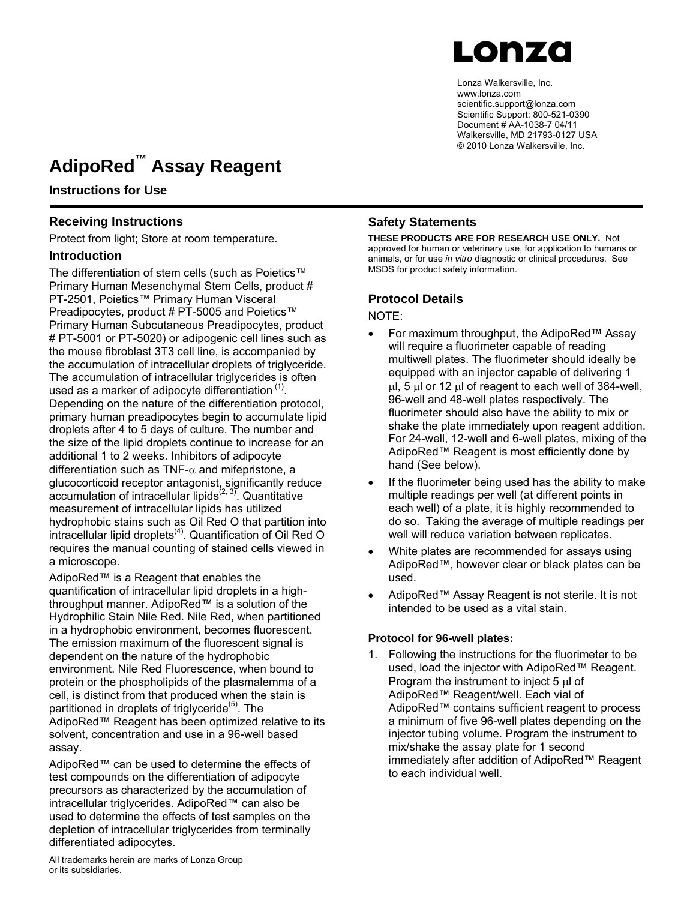Lonza Walkersville, Inc.
www.lonza.com
scientific.support@lonza.com
Scientific Support: 800-521-0390
Document # AA-1038-7 04/11
Walkersville, MD 21793-0127 USA
© 2010 Lonza Walkersville, Inc.

# AdipoRed™ Assay Reagent

**Instructions for Use**

## Receiving Instructions

Protect from light; Store at room temperature.

## Introduction

The differentiation of stem cells (such as Poietics™ Primary Human Mesenchymal Stem Cells, product # PT-2501, Poietics™ Primary Human Visceral Preadipocytes, product # PT-5005 and Poietics™ Primary Human Subcutaneous Preadipocytes, product # PT-5001 or PT-5020) or adipogenic cell lines such as the mouse fibroblast 3T3 cell line, is accompanied by the accumulation of intracellular droplets of triglyceride. The accumulation of intracellular triglycerides is often used as a marker of adipocyte differentiation [1]. Depending on the nature of the differentiation protocol, primary human preadipocytes begin to accumulate lipid droplets after 4 to 5 days of culture. The number and the size of the lipid droplets continue to increase for an additional 1 to 2 weeks. Inhibitors of adipocyte differentiation such as TNF-$\alpha$ and mifepristone, a glucocorticoid receptor antagonist, significantly reduce accumulation of intracellular lipids[2, 3]. Quantitative measurement of intracellular lipids has utilized hydrophobic stains such as Oil Red O that partition into intracellular lipid droplets[4]. Quantification of Oil Red O requires the manual counting of stained cells viewed in a microscope.

AdipoRed™ is a Reagent that enables the quantification of intracellular lipid droplets in a high-throughput manner. AdipoRed™ is a solution of the Hydrophilic Stain Nile Red. Nile Red, when partitioned in a hydrophobic environment, becomes fluorescent. The emission maximum of the fluorescent signal is dependent on the nature of the hydrophobic environment. Nile Red Fluorescence, when bound to protein or the phospholipids of the plasmalemma of a cell, is distinct from that produced when the stain is partitioned in droplets of triglyceride[5]. The AdipoRed™ Reagent has been optimized relative to its solvent, concentration and use in a 96-well based assay.

AdipoRed™ can be used to determine the effects of test compounds on the differentiation of adipocyte precursors as characterized by the accumulation of intracellular triglycerides. AdipoRed™ can also be used to determine the effects of test samples on the depletion of intracellular triglycerides from terminally differentiated adipocytes.

All trademarks herein are marks of Lonza Group or its subsidiaries.

## Safety Statements

**THESE PRODUCTS ARE FOR RESEARCH USE ONLY.** Not approved for human or veterinary use, for application to humans or animals, or for use *in vitro* diagnostic or clinical procedures. See MSDS for product safety information.

## Protocol Details

NOTE:

- For maximum throughput, the AdipoRed™ Assay will require a fluorimeter capable of reading multiwell plates. The fluorimeter should ideally be equipped with an injector capable of delivering 1 µl, 5 µl or 12 µl of reagent to each well of 384-well, 96-well and 48-well plates respectively. The fluorimeter should also have the ability to mix or shake the plate immediately upon reagent addition. For 24-well, 12-well and 6-well plates, mixing of the AdipoRed™ Reagent is most efficiently done by hand (See below).
- If the fluorimeter being used has the ability to make multiple readings per well (at different points in each well) of a plate, it is highly recommended to do so. Taking the average of multiple readings per well will reduce variation between replicates.
- White plates are recommended for assays using AdipoRed™, however clear or black plates can be used.
- AdipoRed™ Assay Reagent is not sterile. It is not intended to be used as a vital stain.

### Protocol for 96-well plates:

1. Following the instructions for the fluorimeter to be used, load the injector with AdipoRed™ Reagent. Program the instrument to inject 5 µl of AdipoRed™ Reagent/well. Each vial of AdipoRed™ contains sufficient reagent to process a minimum of five 96-well plates depending on the injector tubing volume. Program the instrument to mix/shake the assay plate for 1 second immediately after addition of AdipoRed™ Reagent to each individual well.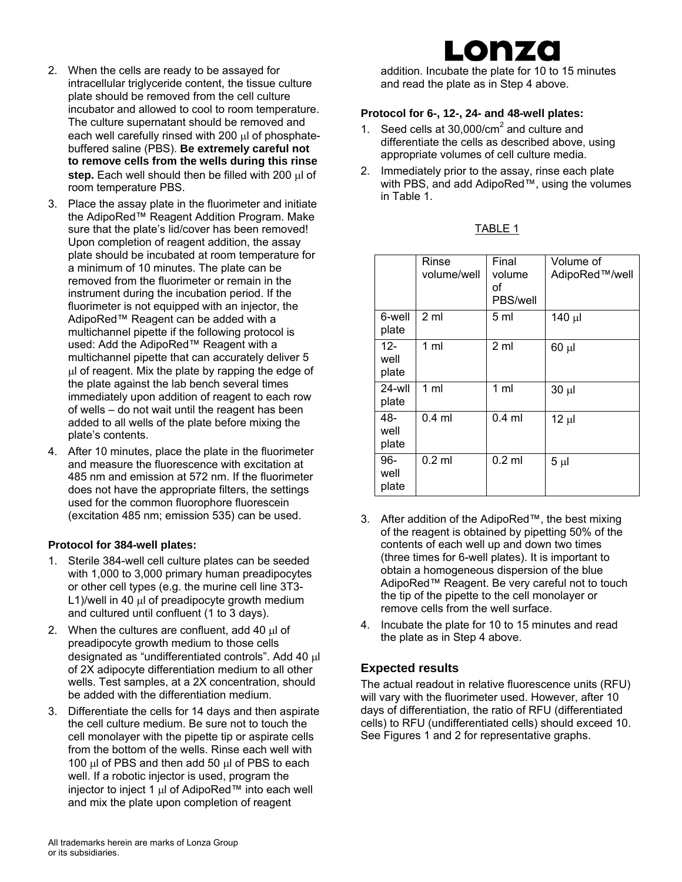2. When the cells are ready to be assayed for intracellular triglyceride content, the tissue culture plate should be removed from the cell culture incubator and allowed to cool to room temperature. The culture supernatant should be removed and each well carefully rinsed with 200 µl of phosphate-buffered saline (PBS). **Be extremely careful not to remove cells from the wells during this rinse step.** Each well should then be filled with 200 µl of room temperature PBS.
3. Place the assay plate in the fluorimeter and initiate the AdipoRed™ Reagent Addition Program. Make sure that the plate's lid/cover has been removed! Upon completion of reagent addition, the assay plate should be incubated at room temperature for a minimum of 10 minutes. The plate can be removed from the fluorimeter or remain in the instrument during the incubation period. If the fluorimeter is not equipped with an injector, the AdipoRed™ Reagent can be added with a multichannel pipette if the following protocol is used: Add the AdipoRed™ Reagent with a multichannel pipette that can accurately deliver 5 µl of reagent. Mix the plate by rapping the edge of the plate against the lab bench several times immediately upon addition of reagent to each row of wells – do not wait until the reagent has been added to all wells of the plate before mixing the plate's contents.
4. After 10 minutes, place the plate in the fluorimeter and measure the fluorescence with excitation at 485 nm and emission at 572 nm. If the fluorimeter does not have the appropriate filters, the settings used for the common fluorophore fluorescein (excitation 485 nm; emission 535) can be used.

**Protocol for 384-well plates:**

1. Sterile 384-well cell culture plates can be seeded with 1,000 to 3,000 primary human preadipocytes or other cell types (e.g. the murine cell line 3T3-L1)/well in 40 µl of preadipocyte growth medium and cultured until confluent (1 to 3 days).
2. When the cultures are confluent, add 40 µl of preadipocyte growth medium to those cells designated as "undifferentiated controls". Add 40 µl of 2X adipocyte differentiation medium to all other wells. Test samples, at a 2X concentration, should be added with the differentiation medium.
3. Differentiate the cells for 14 days and then aspirate the cell culture medium. Be sure not to touch the cell monolayer with the pipette tip or aspirate cells from the bottom of the wells. Rinse each well with 100 µl of PBS and then add 50 µl of PBS to each well. If a robotic injector is used, program the injector to inject 1 µl of AdipoRed™ into each well and mix the plate upon completion of reagent addition. Incubate the plate for 10 to 15 minutes and read the plate as in Step 4 above.

**Protocol for 6-, 12-, 24- and 48-well plates:**

1. Seed cells at 30,000/cm$^2$ and culture and differentiate the cells as described above, using appropriate volumes of cell culture media.
2. Immediately prior to the assay, rinse each plate with PBS, and add AdipoRed™, using the volumes in Table 1.

TABLE 1

| | Rinse volume/well | Final volume of PBS/well | Volume of AdipoRed™/well |
|---|---|---|---|
| 6-well plate | 2 ml | 5 ml | 140 µl |
| 12-well plate | 1 ml | 2 ml | 60 µl |
| 24-wll plate | 1 ml | 1 ml | 30 µl |
| 48-well plate | 0.4 ml | 0.4 ml | 12 µl |
| 96-well plate | 0.2 ml | 0.2 ml | 5 µl |

3. After addition of the AdipoRed™, the best mixing of the reagent is obtained by pipetting 50% of the contents of each well up and down two times (three times for 6-well plates). It is important to obtain a homogeneous dispersion of the blue AdipoRed™ Reagent. Be very careful not to touch the tip of the pipette to the cell monolayer or remove cells from the well surface.
4. Incubate the plate for 10 to 15 minutes and read the plate as in Step 4 above.

## Expected results

The actual readout in relative fluorescence units (RFU) will vary with the fluorimeter used. However, after 10 days of differentiation, the ratio of RFU (differentiated cells) to RFU (undifferentiated cells) should exceed 10. See Figures 1 and 2 for representative graphs.

All trademarks herein are marks of Lonza Group or its subsidiaries.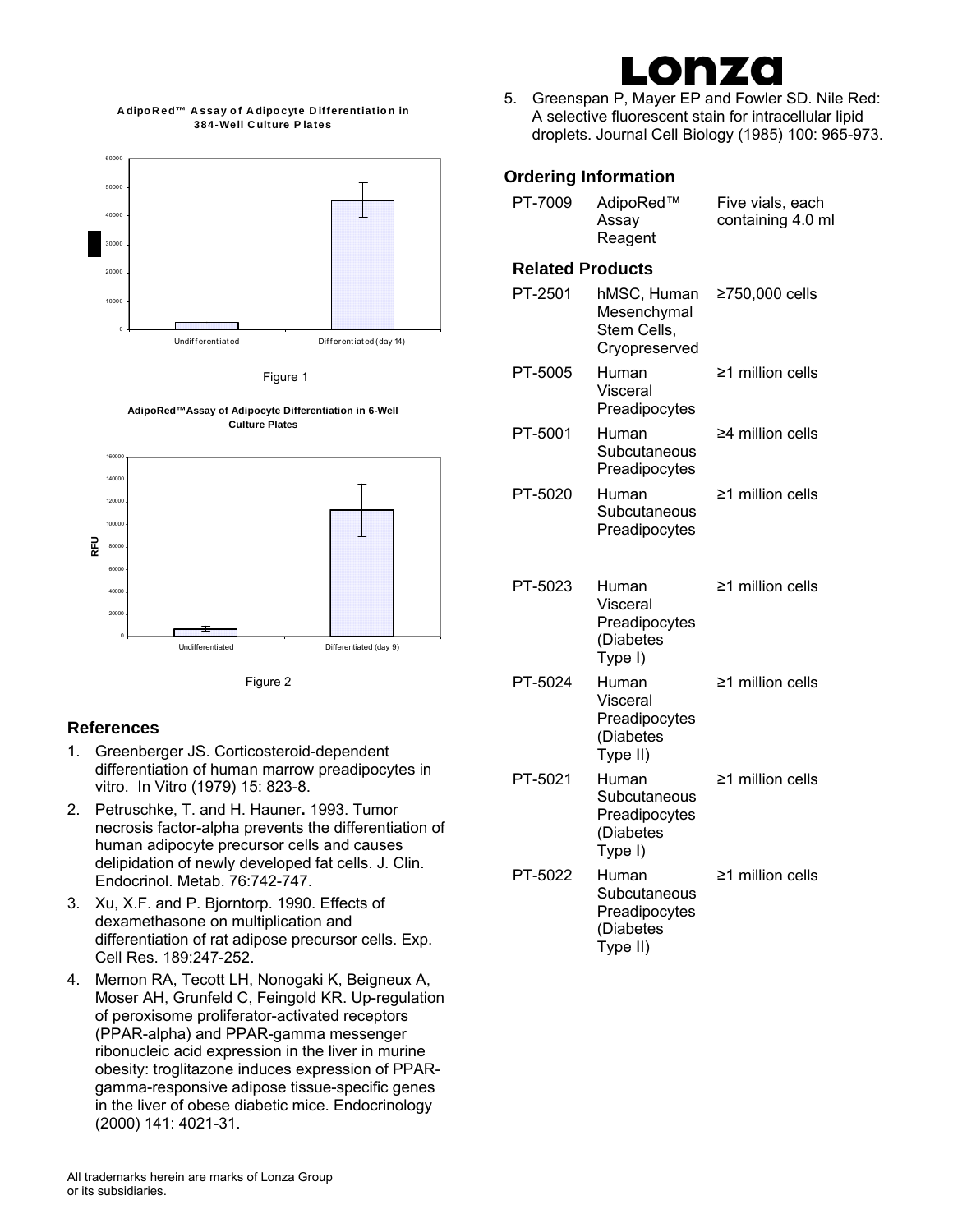AdipoRed™ Assay of Adipocyte Differentiation in 384-Well Culture Plates

60000
50000
40000
30000
20000
10000
0
Undifferentiated
Differentiated (day 14)

Figure 1

AdipoRed™Assay of Adipocyte Differentiation in 6-Well Culture Plates

RFU
160000
140000
120000
100000
80000
60000
40000
20000
0
Undifferentiated
Differentiated (day 9)

Figure 2

## References

1. Greenberger JS. Corticosteroid-dependent differentiation of human marrow preadipocytes in vitro. In Vitro (1979) 15: 823-8.
2. Petruschke, T. and H. Hauner**.** 1993. Tumor necrosis factor-alpha prevents the differentiation of human adipocyte precursor cells and causes delipidation of newly developed fat cells. J. Clin. Endocrinol. Metab. 76:742-747.
3. Xu, X.F. and P. Bjorntorp. 1990. Effects of dexamethasone on multiplication and differentiation of rat adipose precursor cells. Exp. Cell Res. 189:247-252.
4. Memon RA, Tecott LH, Nonogaki K, Beigneux A, Moser AH, Grunfeld C, Feingold KR. Up-regulation of peroxisome proliferator-activated receptors (PPAR-alpha) and PPAR-gamma messenger ribonucleic acid expression in the liver in murine obesity: troglitazone induces expression of PPAR-gamma-responsive adipose tissue-specific genes in the liver of obese diabetic mice. Endocrinology (2000) 141: 4021-31.
5. Greenspan P, Mayer EP and Fowler SD. Nile Red: A selective fluorescent stain for intracellular lipid droplets. Journal Cell Biology (1985) 100: 965-973.

## Ordering Information

| | | |
|---|---|---|
| PT-7009 | AdipoRed™ Assay Reagent | Five vials, each containing 4.0 ml |

### Related Products

| | | |
|---|---|---|
| PT-2501 | hMSC, Human Mesenchymal Stem Cells, Cryopreserved | ≥750,000 cells |
| PT-5005 | Human Visceral Preadipocytes | ≥1 million cells |
| PT-5001 | Human Subcutaneous Preadipocytes | ≥4 million cells |
| PT-5020 | Human Subcutaneous Preadipocytes | ≥1 million cells |
| PT-5023 | Human Visceral Preadipocytes (Diabetes Type I) | ≥1 million cells |
| PT-5024 | Human Visceral Preadipocytes (Diabetes Type II) | ≥1 million cells |
| PT-5021 | Human Subcutaneous Preadipocytes (Diabetes Type I) | ≥1 million cells |
| PT-5022 | Human Subcutaneous Preadipocytes (Diabetes Type II) | ≥1 million cells |

All trademarks herein are marks of Lonza Group or its subsidiaries.